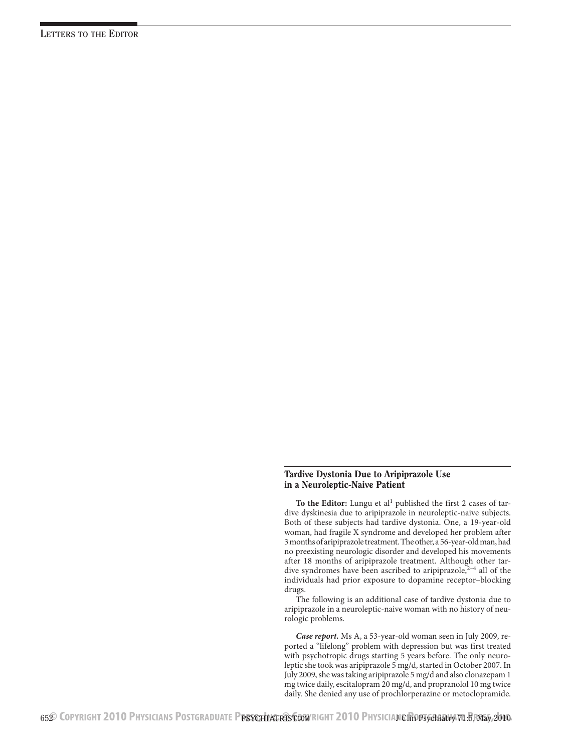## Tardive Dystonia Due to Aripiprazole Use in a Neuroleptic-Naive Patient

**To the Editor:** Lungu et al[1] published the first 2 cases of tardive dyskinesia due to aripiprazole in neuroleptic-naive subjects. Both of these subjects had tardive dystonia. One, a 19-year-old woman, had fragile X syndrome and developed her problem after 3 months of aripiprazole treatment. The other, a 56-year-old man, had no preexisting neurologic disorder and developed his movements after 18 months of aripiprazole treatment. Although other tardive syndromes have been ascribed to aripiprazole,[2–4] all of the individuals had prior exposure to dopamine receptor–blocking drugs.

The following is an additional case of tardive dystonia due to aripiprazole in a neuroleptic-naive woman with no history of neurologic problems.

***Case report.*** Ms A, a 53-year-old woman seen in July 2009, reported a "lifelong" problem with depression but was first treated with psychotropic drugs starting 5 years before. The only neuroleptic she took was aripiprazole 5 mg/d, started in October 2007. In July 2009, she was taking aripiprazole 5 mg/d and also clonazepam 1 mg twice daily, escitalopram 20 mg/d, and propranolol 10 mg twice daily. She denied any use of prochlorperazine or metoclopramide.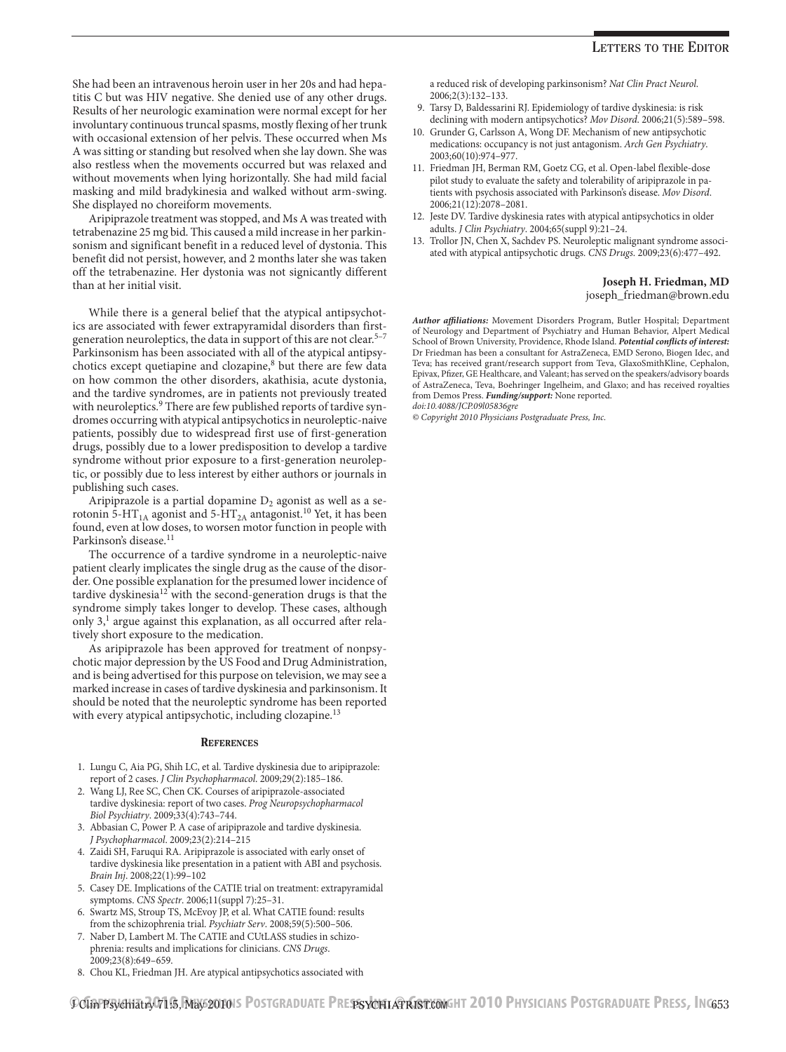She had been an intravenous heroin user in her 20s and had hepatitis C but was HIV negative. She denied use of any other drugs. Results of her neurologic examination were normal except for her involuntary continuous truncal spasms, mostly flexing of her trunk with occasional extension of her pelvis. These occurred when Ms A was sitting or standing but resolved when she lay down. She was also restless when the movements occurred but was relaxed and without movements when lying horizontally. She had mild facial masking and mild bradykinesia and walked without arm-swing. She displayed no choreiform movements.

Aripiprazole treatment was stopped, and Ms A was treated with tetrabenazine 25 mg bid. This caused a mild increase in her parkinsonism and significant benefit in a reduced level of dystonia. This benefit did not persist, however, and 2 months later she was taken off the tetrabenazine. Her dystonia was not signcantly different than at her initial visit.

While there is a general belief that the atypical antipsychotics are associated with fewer extrapyramidal disorders than first-generation neuroleptics, the data in support of this are not clear.[5–7] Parkinsonism has been associated with all of the atypical antipsychotics except quetiapine and clozapine,[8] but there are few data on how common the other disorders, akathisia, acute dystonia, and the tardive syndromes, are in patients not previously treated with neuroleptics.[9] There are few published reports of tardive syndromes occurring with atypical antipsychotics in neuroleptic-naive patients, possibly due to widespread first use of first-generation drugs, possibly due to a lower predisposition to develop a tardive syndrome without prior exposure to a first-generation neuroleptic, or possibly due to less interest by either authors or journals in publishing such cases.

Aripiprazole is a partial dopamine $D_2$ agonist as well as a serotonin 5-$HT_{1A}$ agonist and 5-$HT_{2A}$ antagonist.[10] Yet, it has been found, even at low doses, to worsen motor function in people with Parkinson's disease.[11]

The occurrence of a tardive syndrome in a neuroleptic-naive patient clearly implicates the single drug as the cause of the disorder. One possible explanation for the presumed lower incidence of tardive dyskinesia[12] with the second-generation drugs is that the syndrome simply takes longer to develop. These cases, although only 3,[1] argue against this explanation, as all occurred after relatively short exposure to the medication.

As aripiprazole has been approved for treatment of nonpsychotic major depression by the US Food and Drug Administration, and is being advertised for this purpose on television, we may see a marked increase in cases of tardive dyskinesia and parkinsonism. It should be noted that the neuroleptic syndrome has been reported with every atypical antipsychotic, including clozapine.[13]

## References

1. Lungu C, Aia PG, Shih LC, et al. Tardive dyskinesia due to aripiprazole: report of 2 cases. *J Clin Psychopharmacol*. 2009;29(2):185–186.
2. Wang LJ, Ree SC, Chen CK. Courses of aripiprazole-associated tardive dyskinesia: report of two cases. *Prog Neuropsychopharmacol Biol Psychiatry*. 2009;33(4):743–744.
3. Abbasian C, Power P. A case of aripiprazole and tardive dyskinesia. *J Psychopharmacol*. 2009;23(2):214–215
4. Zaidi SH, Faruqui RA. Aripiprazole is associated with early onset of tardive dyskinesia like presentation in a patient with ABI and psychosis. *Brain Inj*. 2008;22(1):99–102
5. Casey DE. Implications of the CATIE trial on treatment: extrapyramidal symptoms. *CNS Spectr*. 2006;11(suppl 7):25–31.
6. Swartz MS, Stroup TS, McEvoy JP, et al. What CATIE found: results from the schizophrenia trial. *Psychiatr Serv*. 2008;59(5):500–506.
7. Naber D, Lambert M. The CATIE and CUtLASS studies in schizophrenia: results and implications for clinicians. *CNS Drugs*. 2009;23(8):649–659.
8. Chou KL, Friedman JH. Are atypical antipsychotics associated with a reduced risk of developing parkinsonism? *Nat Clin Pract Neurol*. 2006;2(3):132–133.
9. Tarsy D, Baldessarini RJ. Epidemiology of tardive dyskinesia: is risk declining with modern antipsychotics? *Mov Disord*. 2006;21(5):589–598.
10. Grunder G, Carlsson A, Wong DF. Mechanism of new antipsychotic medications: occupancy is not just antagonism. *Arch Gen Psychiatry*. 2003;60(10):974–977.
11. Friedman JH, Berman RM, Goetz CG, et al. Open-label flexible-dose pilot study to evaluate the safety and tolerability of aripiprazole in patients with psychosis associated with Parkinson's disease. *Mov Disord*. 2006;21(12):2078–2081.
12. Jeste DV. Tardive dyskinesia rates with atypical antipsychotics in older adults. *J Clin Psychiatry*. 2004;65(suppl 9):21–24.
13. Trollor JN, Chen X, Sachdev PS. Neuroleptic malignant syndrome associated with atypical antipsychotic drugs. *CNS Drugs*. 2009;23(6):477–492.

**Joseph H. Friedman, MD**
joseph_friedman@brown.edu

***Author affiliations:*** Movement Disorders Program, Butler Hospital; Department of Neurology and Department of Psychiatry and Human Behavior, Alpert Medical School of Brown University, Providence, Rhode Island. ***Potential conflicts of interest:*** Dr Friedman has been a consultant for AstraZeneca, EMD Serono, Biogen Idec, and Teva; has received grant/research support from Teva, GlaxoSmithKline, Cephalon, Epivax, Pfizer, GE Healthcare, and Valeant; has served on the speakers/advisory boards of AstraZeneca, Teva, Boehringer Ingelheim, and Glaxo; and has received royalties from Demos Press. ***Funding/support:*** None reported.
*doi:10.4088/JCP.09l05836gre*
*© Copyright 2010 Physicians Postgraduate Press, Inc.*